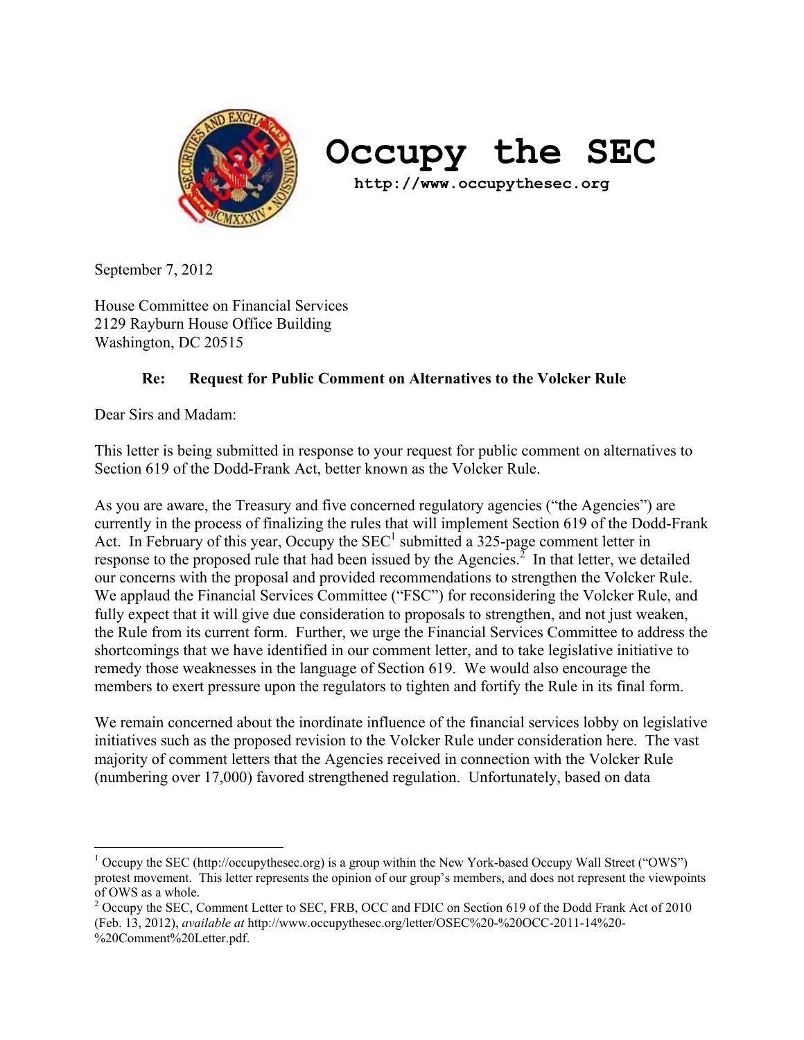# Occupy the SEC

**http://www.occupythesec.org**

September 7, 2012

House Committee on Financial Services
2129 Rayburn House Office Building
Washington, DC 20515

**Re: Request for Public Comment on Alternatives to the Volcker Rule**

Dear Sirs and Madam:

This letter is being submitted in response to your request for public comment on alternatives to Section 619 of the Dodd-Frank Act, better known as the Volcker Rule.

As you are aware, the Treasury and five concerned regulatory agencies ("the Agencies") are currently in the process of finalizing the rules that will implement Section 619 of the Dodd-Frank Act. In February of this year, Occupy the SEC[1] submitted a 325-page comment letter in response to the proposed rule that had been issued by the Agencies.[2] In that letter, we detailed our concerns with the proposal and provided recommendations to strengthen the Volcker Rule. We applaud the Financial Services Committee ("FSC") for reconsidering the Volcker Rule, and fully expect that it will give due consideration to proposals to strengthen, and not just weaken, the Rule from its current form. Further, we urge the Financial Services Committee to address the shortcomings that we have identified in our comment letter, and to take legislative initiative to remedy those weaknesses in the language of Section 619. We would also encourage the members to exert pressure upon the regulators to tighten and fortify the Rule in its final form.

We remain concerned about the inordinate influence of the financial services lobby on legislative initiatives such as the proposed revision to the Volcker Rule under consideration here. The vast majority of comment letters that the Agencies received in connection with the Volcker Rule (numbering over 17,000) favored strengthened regulation. Unfortunately, based on data

[1] Occupy the SEC (http://occupythesec.org) is a group within the New York-based Occupy Wall Street ("OWS") protest movement. This letter represents the opinion of our group's members, and does not represent the viewpoints of OWS as a whole.

[2] Occupy the SEC, Comment Letter to SEC, FRB, OCC and FDIC on Section 619 of the Dodd Frank Act of 2010 (Feb. 13, 2012), *available at* http://www.occupythesec.org/letter/OSEC%20-%20OCC-2011-14%20-%20Comment%20Letter.pdf.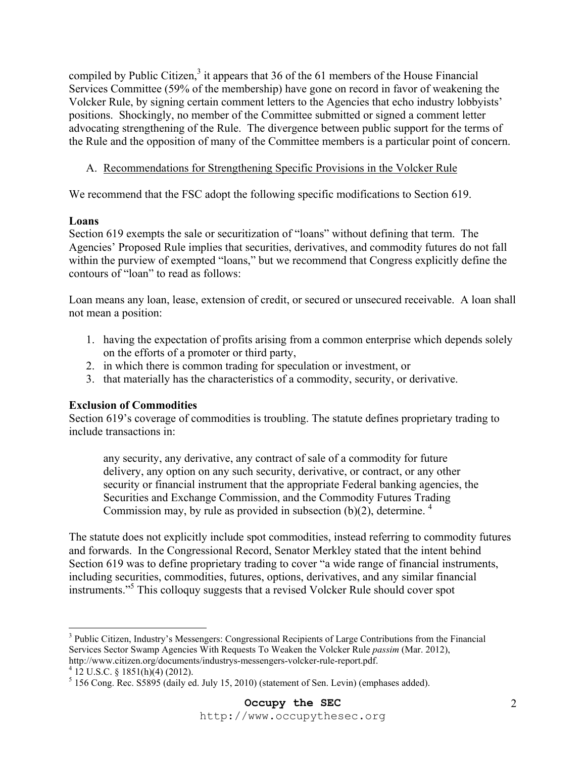compiled by Public Citizen,[3] it appears that 36 of the 61 members of the House Financial Services Committee (59% of the membership) have gone on record in favor of weakening the Volcker Rule, by signing certain comment letters to the Agencies that echo industry lobbyists' positions. Shockingly, no member of the Committee submitted or signed a comment letter advocating strengthening of the Rule. The divergence between public support for the terms of the Rule and the opposition of many of the Committee members is a particular point of concern.

A. Recommendations for Strengthening Specific Provisions in the Volcker Rule

We recommend that the FSC adopt the following specific modifications to Section 619.

**Loans**

Section 619 exempts the sale or securitization of "loans" without defining that term. The Agencies' Proposed Rule implies that securities, derivatives, and commodity futures do not fall within the purview of exempted "loans," but we recommend that Congress explicitly define the contours of "loan" to read as follows:

Loan means any loan, lease, extension of credit, or secured or unsecured receivable. A loan shall not mean a position:

1. having the expectation of profits arising from a common enterprise which depends solely on the efforts of a promoter or third party,
2. in which there is common trading for speculation or investment, or
3. that materially has the characteristics of a commodity, security, or derivative.

**Exclusion of Commodities**

Section 619's coverage of commodities is troubling. The statute defines proprietary trading to include transactions in:

> any security, any derivative, any contract of sale of a commodity for future delivery, any option on any such security, derivative, or contract, or any other security or financial instrument that the appropriate Federal banking agencies, the Securities and Exchange Commission, and the Commodity Futures Trading Commission may, by rule as provided in subsection (b)(2), determine.[4]

The statute does not explicitly include spot commodities, instead referring to commodity futures and forwards. In the Congressional Record, Senator Merkley stated that the intent behind Section 619 was to define proprietary trading to cover "a wide range of financial instruments, including securities, commodities, futures, options, derivatives, and any similar financial instruments."[5] This colloquy suggests that a revised Volcker Rule should cover spot

---

[3] Public Citizen, Industry's Messengers: Congressional Recipients of Large Contributions from the Financial Services Sector Swamp Agencies With Requests To Weaken the Volcker Rule *passim* (Mar. 2012), http://www.citizen.org/documents/industrys-messengers-volcker-rule-report.pdf.

[4] 12 U.S.C. § 1851(h)(4) (2012).

[5] 156 Cong. Rec. S5895 (daily ed. July 15, 2010) (statement of Sen. Levin) (emphases added).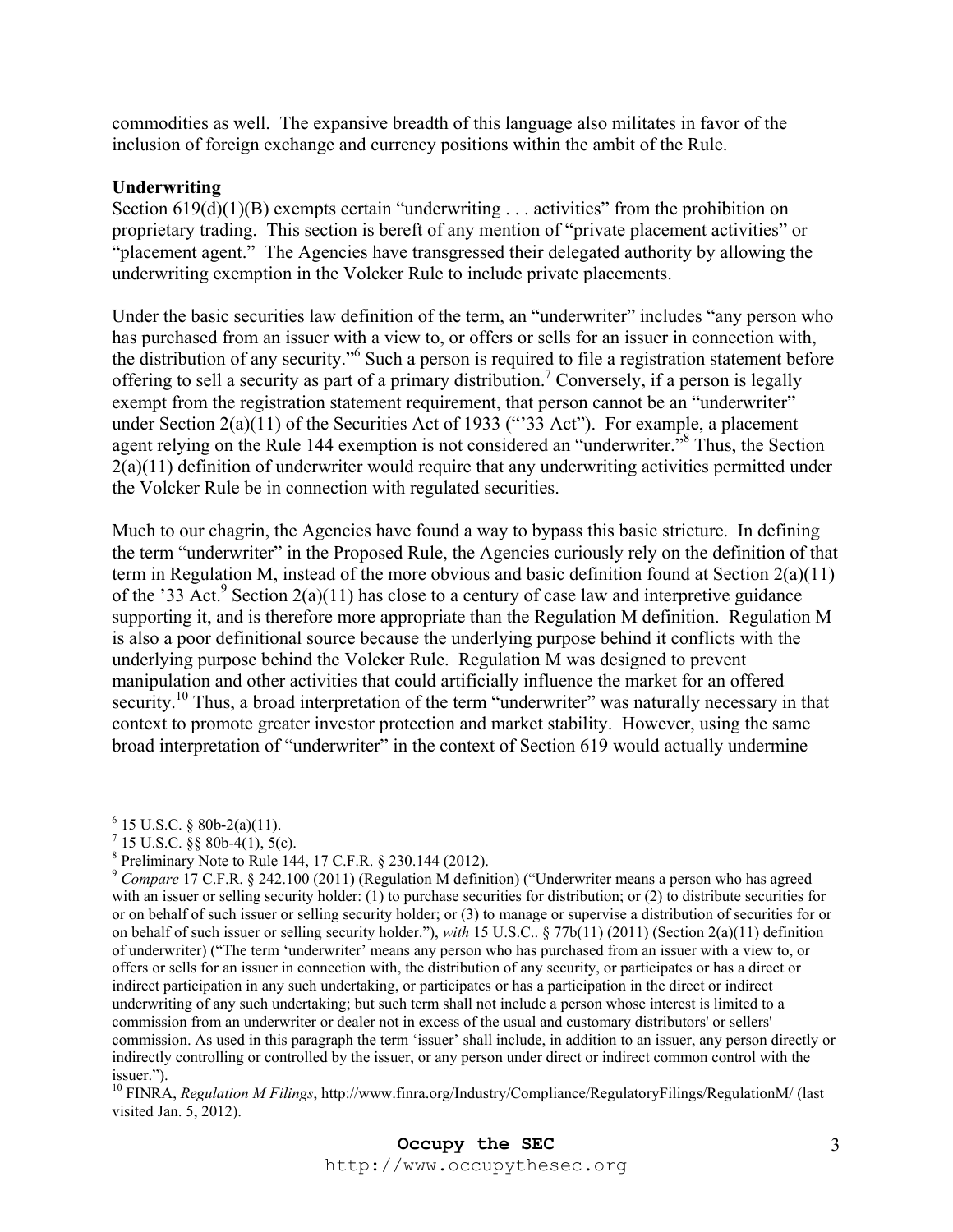commodities as well. The expansive breadth of this language also militates in favor of the inclusion of foreign exchange and currency positions within the ambit of the Rule.

**Underwriting**

Section 619(d)(1)(B) exempts certain "underwriting . . . activities" from the prohibition on proprietary trading. This section is bereft of any mention of "private placement activities" or "placement agent." The Agencies have transgressed their delegated authority by allowing the underwriting exemption in the Volcker Rule to include private placements.

Under the basic securities law definition of the term, an "underwriter" includes "any person who has purchased from an issuer with a view to, or offers or sells for an issuer in connection with, the distribution of any security."[6] Such a person is required to file a registration statement before offering to sell a security as part of a primary distribution.[7] Conversely, if a person is legally exempt from the registration statement requirement, that person cannot be an "underwriter" under Section 2(a)(11) of the Securities Act of 1933 ("'33 Act"). For example, a placement agent relying on the Rule 144 exemption is not considered an "underwriter."[8] Thus, the Section 2(a)(11) definition of underwriter would require that any underwriting activities permitted under the Volcker Rule be in connection with regulated securities.

Much to our chagrin, the Agencies have found a way to bypass this basic stricture. In defining the term "underwriter" in the Proposed Rule, the Agencies curiously rely on the definition of that term in Regulation M, instead of the more obvious and basic definition found at Section 2(a)(11) of the '33 Act.[9] Section 2(a)(11) has close to a century of case law and interpretive guidance supporting it, and is therefore more appropriate than the Regulation M definition. Regulation M is also a poor definitional source because the underlying purpose behind it conflicts with the underlying purpose behind the Volcker Rule. Regulation M was designed to prevent manipulation and other activities that could artificially influence the market for an offered security.[10] Thus, a broad interpretation of the term "underwriter" was naturally necessary in that context to promote greater investor protection and market stability. However, using the same broad interpretation of "underwriter" in the context of Section 619 would actually undermine

---

[6] 15 U.S.C. § 80b-2(a)(11).

[7] 15 U.S.C. §§ 80b-4(1), 5(c).

[8] Preliminary Note to Rule 144, 17 C.F.R. § 230.144 (2012).

[9] *Compare* 17 C.F.R. § 242.100 (2011) (Regulation M definition) ("Underwriter means a person who has agreed with an issuer or selling security holder: (1) to purchase securities for distribution; or (2) to distribute securities for or on behalf of such issuer or selling security holder; or (3) to manage or supervise a distribution of securities for or on behalf of such issuer or selling security holder."), *with* 15 U.S.C.. § 77b(11) (2011) (Section 2(a)(11) definition of underwriter) ("The term 'underwriter' means any person who has purchased from an issuer with a view to, or offers or sells for an issuer in connection with, the distribution of any security, or participates or has a direct or indirect participation in any such undertaking, or participates or has a participation in the direct or indirect underwriting of any such undertaking; but such term shall not include a person whose interest is limited to a commission from an underwriter or dealer not in excess of the usual and customary distributors' or sellers' commission. As used in this paragraph the term 'issuer' shall include, in addition to an issuer, any person directly or indirectly controlling or controlled by the issuer, or any person under direct or indirect common control with the issuer.").

[10] FINRA, *Regulation M Filings*, http://www.finra.org/Industry/Compliance/RegulatoryFilings/RegulationM/ (last visited Jan. 5, 2012).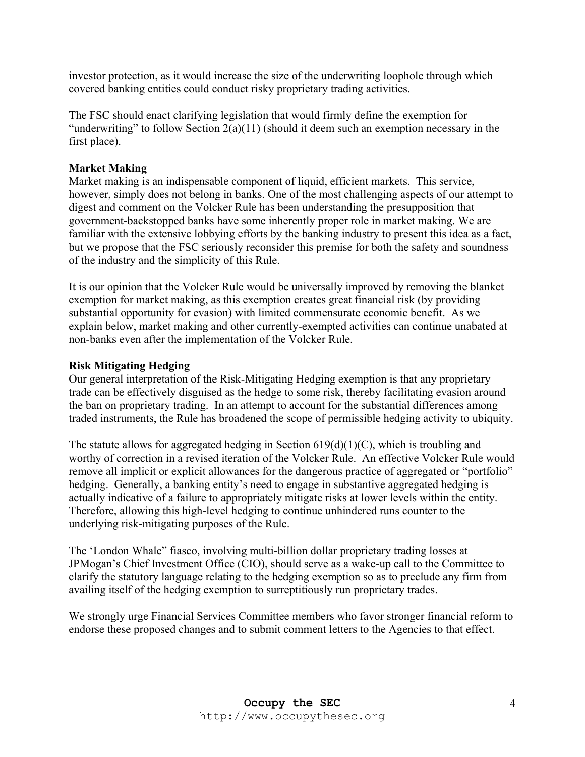investor protection, as it would increase the size of the underwriting loophole through which covered banking entities could conduct risky proprietary trading activities.

The FSC should enact clarifying legislation that would firmly define the exemption for "underwriting" to follow Section 2(a)(11) (should it deem such an exemption necessary in the first place).

**Market Making**

Market making is an indispensable component of liquid, efficient markets. This service, however, simply does not belong in banks. One of the most challenging aspects of our attempt to digest and comment on the Volcker Rule has been understanding the presupposition that government-backstopped banks have some inherently proper role in market making. We are familiar with the extensive lobbying efforts by the banking industry to present this idea as a fact, but we propose that the FSC seriously reconsider this premise for both the safety and soundness of the industry and the simplicity of this Rule.

It is our opinion that the Volcker Rule would be universally improved by removing the blanket exemption for market making, as this exemption creates great financial risk (by providing substantial opportunity for evasion) with limited commensurate economic benefit. As we explain below, market making and other currently-exempted activities can continue unabated at non-banks even after the implementation of the Volcker Rule.

**Risk Mitigating Hedging**

Our general interpretation of the Risk-Mitigating Hedging exemption is that any proprietary trade can be effectively disguised as the hedge to some risk, thereby facilitating evasion around the ban on proprietary trading. In an attempt to account for the substantial differences among traded instruments, the Rule has broadened the scope of permissible hedging activity to ubiquity.

The statute allows for aggregated hedging in Section 619(d)(1)(C), which is troubling and worthy of correction in a revised iteration of the Volcker Rule. An effective Volcker Rule would remove all implicit or explicit allowances for the dangerous practice of aggregated or "portfolio" hedging. Generally, a banking entity's need to engage in substantive aggregated hedging is actually indicative of a failure to appropriately mitigate risks at lower levels within the entity. Therefore, allowing this high-level hedging to continue unhindered runs counter to the underlying risk-mitigating purposes of the Rule.

The 'London Whale" fiasco, involving multi-billion dollar proprietary trading losses at JPMogan's Chief Investment Office (CIO), should serve as a wake-up call to the Committee to clarify the statutory language relating to the hedging exemption so as to preclude any firm from availing itself of the hedging exemption to surreptitiously run proprietary trades.

We strongly urge Financial Services Committee members who favor stronger financial reform to endorse these proposed changes and to submit comment letters to the Agencies to that effect.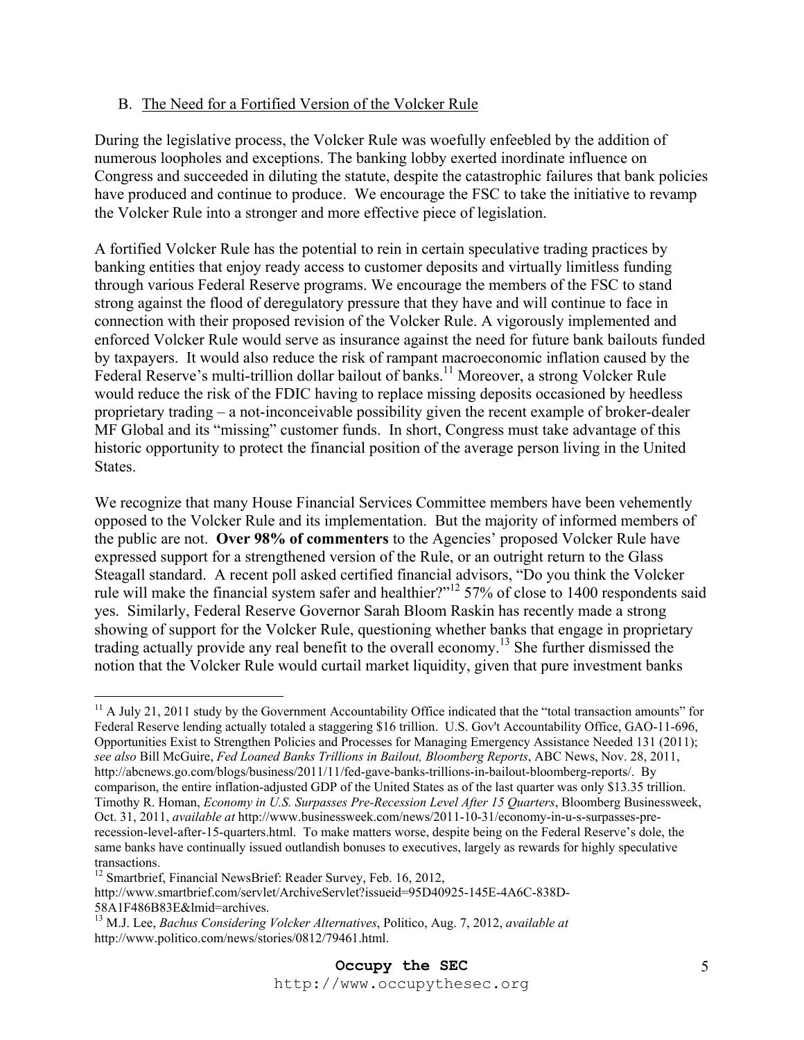### B. The Need for a Fortified Version of the Volcker Rule

During the legislative process, the Volcker Rule was woefully enfeebled by the addition of numerous loopholes and exceptions. The banking lobby exerted inordinate influence on Congress and succeeded in diluting the statute, despite the catastrophic failures that bank policies have produced and continue to produce. We encourage the FSC to take the initiative to revamp the Volcker Rule into a stronger and more effective piece of legislation.

A fortified Volcker Rule has the potential to rein in certain speculative trading practices by banking entities that enjoy ready access to customer deposits and virtually limitless funding through various Federal Reserve programs. We encourage the members of the FSC to stand strong against the flood of deregulatory pressure that they have and will continue to face in connection with their proposed revision of the Volcker Rule. A vigorously implemented and enforced Volcker Rule would serve as insurance against the need for future bank bailouts funded by taxpayers. It would also reduce the risk of rampant macroeconomic inflation caused by the Federal Reserve's multi-trillion dollar bailout of banks.[11] Moreover, a strong Volcker Rule would reduce the risk of the FDIC having to replace missing deposits occasioned by heedless proprietary trading – a not-inconceivable possibility given the recent example of broker-dealer MF Global and its "missing" customer funds. In short, Congress must take advantage of this historic opportunity to protect the financial position of the average person living in the United States.

We recognize that many House Financial Services Committee members have been vehemently opposed to the Volcker Rule and its implementation. But the majority of informed members of the public are not. **Over 98% of commenters** to the Agencies' proposed Volcker Rule have expressed support for a strengthened version of the Rule, or an outright return to the Glass Steagall standard. A recent poll asked certified financial advisors, "Do you think the Volcker rule will make the financial system safer and healthier?"[12] 57% of close to 1400 respondents said yes. Similarly, Federal Reserve Governor Sarah Bloom Raskin has recently made a strong showing of support for the Volcker Rule, questioning whether banks that engage in proprietary trading actually provide any real benefit to the overall economy.[13] She further dismissed the notion that the Volcker Rule would curtail market liquidity, given that pure investment banks

---

[11] A July 21, 2011 study by the Government Accountability Office indicated that the "total transaction amounts" for Federal Reserve lending actually totaled a staggering $16 trillion. U.S. Gov't Accountability Office, GAO-11-696, Opportunities Exist to Strengthen Policies and Processes for Managing Emergency Assistance Needed 131 (2011); *see also* Bill McGuire, *Fed Loaned Banks Trillions in Bailout, Bloomberg Reports*, ABC News, Nov. 28, 2011, http://abcnews.go.com/blogs/business/2011/11/fed-gave-banks-trillions-in-bailout-bloomberg-reports/. By comparison, the entire inflation-adjusted GDP of the United States as of the last quarter was only $13.35 trillion. Timothy R. Homan, *Economy in U.S. Surpasses Pre-Recession Level After 15 Quarters*, Bloomberg Businessweek, Oct. 31, 2011, *available at* http://www.businessweek.com/news/2011-10-31/economy-in-u-s-surpasses-pre-recession-level-after-15-quarters.html. To make matters worse, despite being on the Federal Reserve's dole, the same banks have continually issued outlandish bonuses to executives, largely as rewards for highly speculative transactions.

[12] Smartbrief, Financial NewsBrief: Reader Survey, Feb. 16, 2012, http://www.smartbrief.com/servlet/ArchiveServlet?issueid=95D40925-145E-4A6C-838D-58A1F486B83E&lmid=archives.

[13] M.J. Lee, *Bachus Considering Volcker Alternatives*, Politico, Aug. 7, 2012, *available at* http://www.politico.com/news/stories/0812/79461.html.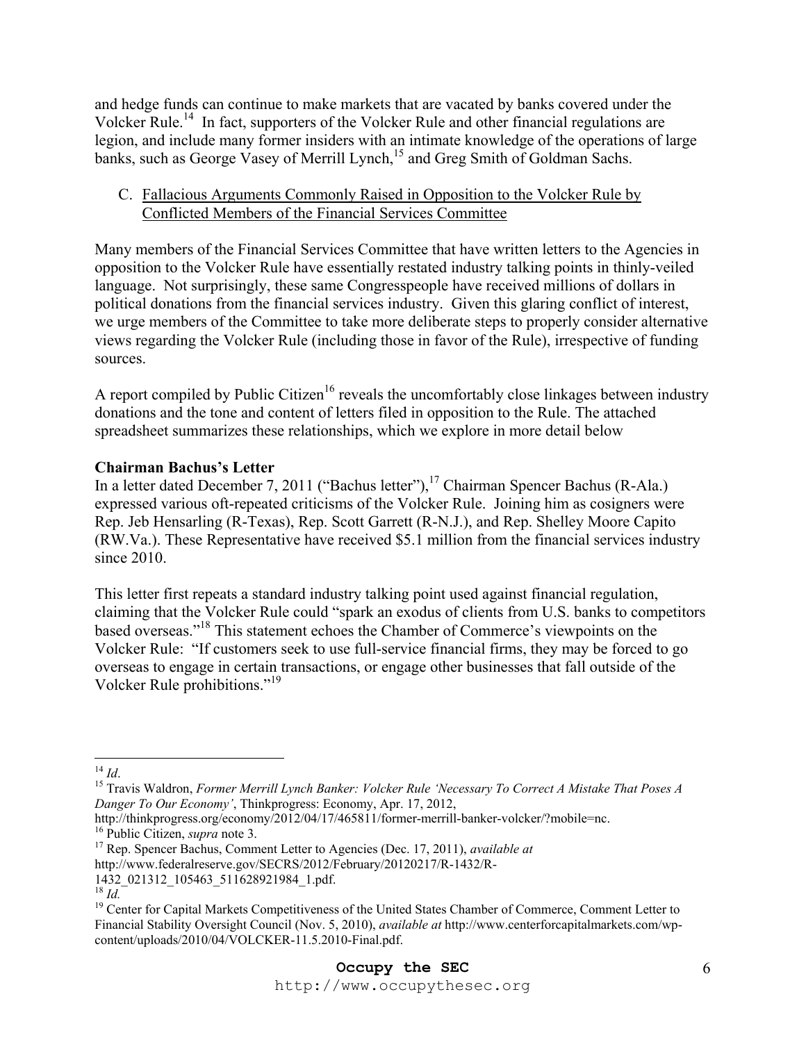and hedge funds can continue to make markets that are vacated by banks covered under the Volcker Rule.[14] In fact, supporters of the Volcker Rule and other financial regulations are legion, and include many former insiders with an intimate knowledge of the operations of large banks, such as George Vasey of Merrill Lynch,[15] and Greg Smith of Goldman Sachs.

C. Fallacious Arguments Commonly Raised in Opposition to the Volcker Rule by Conflicted Members of the Financial Services Committee

Many members of the Financial Services Committee that have written letters to the Agencies in opposition to the Volcker Rule have essentially restated industry talking points in thinly-veiled language. Not surprisingly, these same Congresspeople have received millions of dollars in political donations from the financial services industry. Given this glaring conflict of interest, we urge members of the Committee to take more deliberate steps to properly consider alternative views regarding the Volcker Rule (including those in favor of the Rule), irrespective of funding sources.

A report compiled by Public Citizen[16] reveals the uncomfortably close linkages between industry donations and the tone and content of letters filed in opposition to the Rule. The attached spreadsheet summarizes these relationships, which we explore in more detail below

**Chairman Bachus's Letter**

In a letter dated December 7, 2011 ("Bachus letter"),[17] Chairman Spencer Bachus (R-Ala.) expressed various oft-repeated criticisms of the Volcker Rule. Joining him as cosigners were Rep. Jeb Hensarling (R-Texas), Rep. Scott Garrett (R-N.J.), and Rep. Shelley Moore Capito (RW.Va.). These Representative have received \$5.1 million from the financial services industry since 2010.

This letter first repeats a standard industry talking point used against financial regulation, claiming that the Volcker Rule could "spark an exodus of clients from U.S. banks to competitors based overseas."[18] This statement echoes the Chamber of Commerce's viewpoints on the Volcker Rule: "If customers seek to use full-service financial firms, they may be forced to go overseas to engage in certain transactions, or engage other businesses that fall outside of the Volcker Rule prohibitions."[19]

---

[14] *Id*.

[15] Travis Waldron, *Former Merrill Lynch Banker: Volcker Rule 'Necessary To Correct A Mistake That Poses A Danger To Our Economy'*, Thinkprogress: Economy, Apr. 17, 2012, http://thinkprogress.org/economy/2012/04/17/465811/former-merrill-banker-volcker/?mobile=nc.

[16] Public Citizen, *supra* note 3.

[17] Rep. Spencer Bachus, Comment Letter to Agencies (Dec. 17, 2011), *available at* http://www.federalreserve.gov/SECRS/2012/February/20120217/R-1432/R-1432_021312_105463_511628921984_1.pdf.

[18] *Id.*

[19] Center for Capital Markets Competitiveness of the United States Chamber of Commerce, Comment Letter to Financial Stability Oversight Council (Nov. 5, 2010), *available at* http://www.centerforcapitalmarkets.com/wp-content/uploads/2010/04/VOLCKER-11.5.2010-Final.pdf.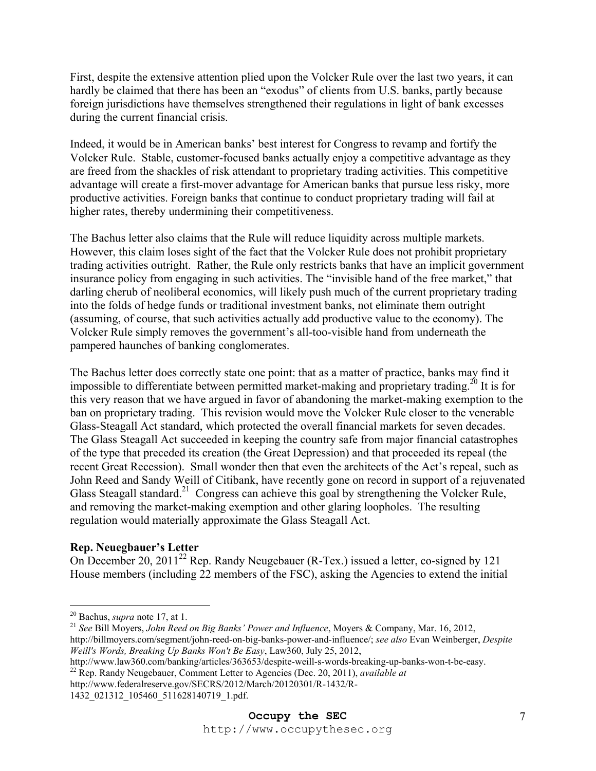First, despite the extensive attention plied upon the Volcker Rule over the last two years, it can hardly be claimed that there has been an "exodus" of clients from U.S. banks, partly because foreign jurisdictions have themselves strengthened their regulations in light of bank excesses during the current financial crisis.

Indeed, it would be in American banks' best interest for Congress to revamp and fortify the Volcker Rule. Stable, customer-focused banks actually enjoy a competitive advantage as they are freed from the shackles of risk attendant to proprietary trading activities. This competitive advantage will create a first-mover advantage for American banks that pursue less risky, more productive activities. Foreign banks that continue to conduct proprietary trading will fail at higher rates, thereby undermining their competitiveness.

The Bachus letter also claims that the Rule will reduce liquidity across multiple markets. However, this claim loses sight of the fact that the Volcker Rule does not prohibit proprietary trading activities outright. Rather, the Rule only restricts banks that have an implicit government insurance policy from engaging in such activities. The "invisible hand of the free market," that darling cherub of neoliberal economics, will likely push much of the current proprietary trading into the folds of hedge funds or traditional investment banks, not eliminate them outright (assuming, of course, that such activities actually add productive value to the economy). The Volcker Rule simply removes the government's all-too-visible hand from underneath the pampered haunches of banking conglomerates.

The Bachus letter does correctly state one point: that as a matter of practice, banks may find it impossible to differentiate between permitted market-making and proprietary trading.[20] It is for this very reason that we have argued in favor of abandoning the market-making exemption to the ban on proprietary trading. This revision would move the Volcker Rule closer to the venerable Glass-Steagall Act standard, which protected the overall financial markets for seven decades. The Glass Steagall Act succeeded in keeping the country safe from major financial catastrophes of the type that preceded its creation (the Great Depression) and that proceeded its repeal (the recent Great Recession). Small wonder then that even the architects of the Act's repeal, such as John Reed and Sandy Weill of Citibank, have recently gone on record in support of a rejuvenated Glass Steagall standard.[21] Congress can achieve this goal by strengthening the Volcker Rule, and removing the market-making exemption and other glaring loopholes. The resulting regulation would materially approximate the Glass Steagall Act.

**Rep. Neuegbauer's Letter**

On December 20, 2011[22] Rep. Randy Neugebauer (R-Tex.) issued a letter, co-signed by 121 House members (including 22 members of the FSC), asking the Agencies to extend the initial

---

[20] Bachus, *supra* note 17, at 1.

[21] *See* Bill Moyers, *John Reed on Big Banks' Power and Influence*, Moyers & Company, Mar. 16, 2012, http://billmoyers.com/segment/john-reed-on-big-banks-power-and-influence/; *see also* Evan Weinberger, *Despite Weill's Words, Breaking Up Banks Won't Be Easy*, Law360, July 25, 2012, http://www.law360.com/banking/articles/363653/despite-weill-s-words-breaking-up-banks-won-t-be-easy.

[22] Rep. Randy Neugebauer, Comment Letter to Agencies (Dec. 20, 2011), *available at* http://www.federalreserve.gov/SECRS/2012/March/20120301/R-1432/R-1432_021312_105460_511628140719_1.pdf.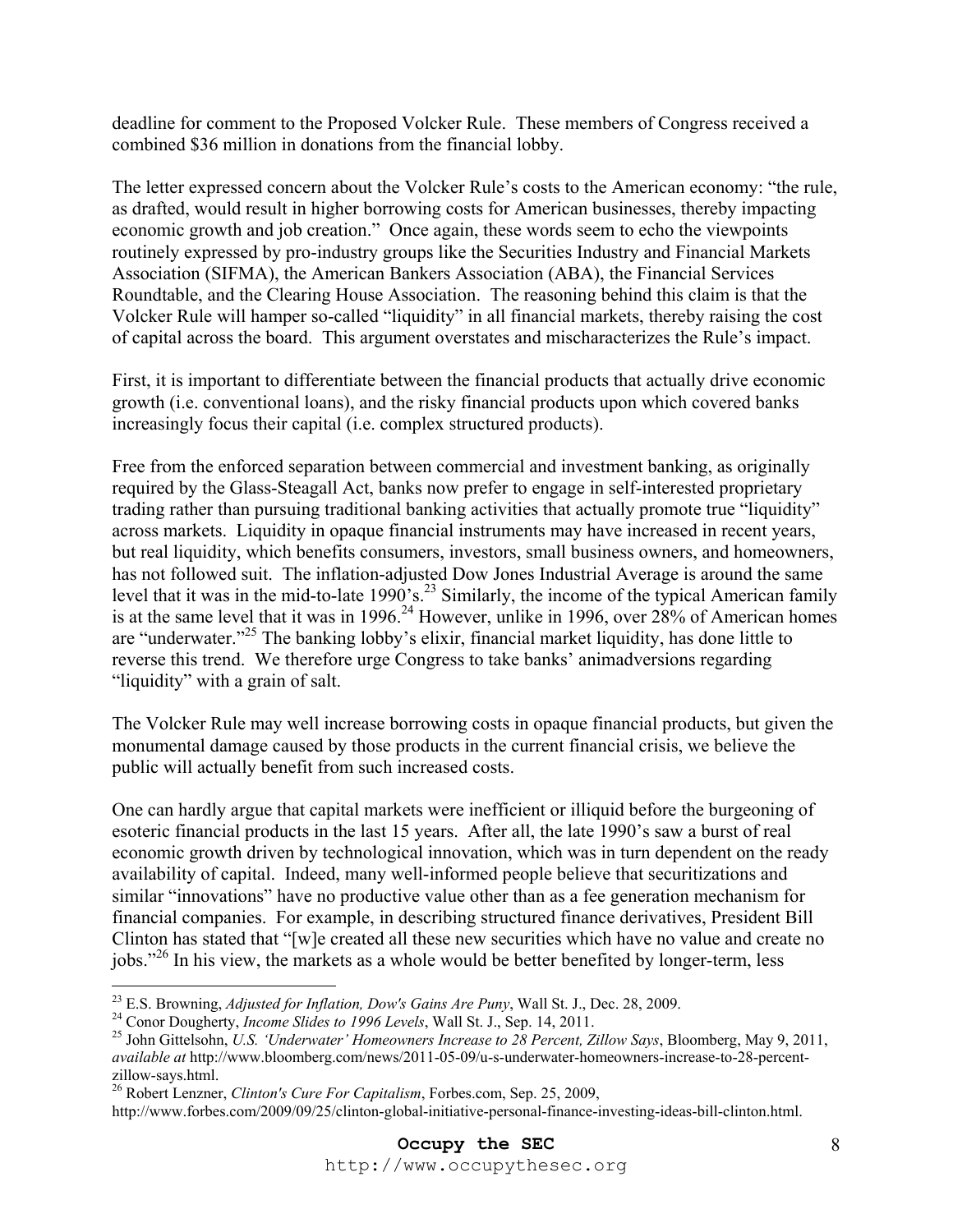deadline for comment to the Proposed Volcker Rule. These members of Congress received a combined $36 million in donations from the financial lobby.

The letter expressed concern about the Volcker Rule's costs to the American economy: "the rule, as drafted, would result in higher borrowing costs for American businesses, thereby impacting economic growth and job creation." Once again, these words seem to echo the viewpoints routinely expressed by pro-industry groups like the Securities Industry and Financial Markets Association (SIFMA), the American Bankers Association (ABA), the Financial Services Roundtable, and the Clearing House Association. The reasoning behind this claim is that the Volcker Rule will hamper so-called "liquidity" in all financial markets, thereby raising the cost of capital across the board. This argument overstates and mischaracterizes the Rule's impact.

First, it is important to differentiate between the financial products that actually drive economic growth (i.e. conventional loans), and the risky financial products upon which covered banks increasingly focus their capital (i.e. complex structured products).

Free from the enforced separation between commercial and investment banking, as originally required by the Glass-Steagall Act, banks now prefer to engage in self-interested proprietary trading rather than pursuing traditional banking activities that actually promote true "liquidity" across markets. Liquidity in opaque financial instruments may have increased in recent years, but real liquidity, which benefits consumers, investors, small business owners, and homeowners, has not followed suit. The inflation-adjusted Dow Jones Industrial Average is around the same level that it was in the mid-to-late 1990's.[23] Similarly, the income of the typical American family is at the same level that it was in 1996.[24] However, unlike in 1996, over 28% of American homes are "underwater."[25] The banking lobby's elixir, financial market liquidity, has done little to reverse this trend. We therefore urge Congress to take banks' animadversions regarding "liquidity" with a grain of salt.

The Volcker Rule may well increase borrowing costs in opaque financial products, but given the monumental damage caused by those products in the current financial crisis, we believe the public will actually benefit from such increased costs.

One can hardly argue that capital markets were inefficient or illiquid before the burgeoning of esoteric financial products in the last 15 years. After all, the late 1990's saw a burst of real economic growth driven by technological innovation, which was in turn dependent on the ready availability of capital. Indeed, many well-informed people believe that securitizations and similar "innovations" have no productive value other than as a fee generation mechanism for financial companies. For example, in describing structured finance derivatives, President Bill Clinton has stated that "[w]e created all these new securities which have no value and create no jobs."[26] In his view, the markets as a whole would be better benefited by longer-term, less

---

[23] E.S. Browning, *Adjusted for Inflation, Dow's Gains Are Puny*, Wall St. J., Dec. 28, 2009.

[24] Conor Dougherty, *Income Slides to 1996 Levels*, Wall St. J., Sep. 14, 2011.

[25] John Gittelsohn, *U.S. 'Underwater' Homeowners Increase to 28 Percent, Zillow Says*, Bloomberg, May 9, 2011, *available at* http://www.bloomberg.com/news/2011-05-09/u-s-underwater-homeowners-increase-to-28-percent-zillow-says.html.

[26] Robert Lenzner, *Clinton's Cure For Capitalism*, Forbes.com, Sep. 25, 2009, http://www.forbes.com/2009/09/25/clinton-global-initiative-personal-finance-investing-ideas-bill-clinton.html.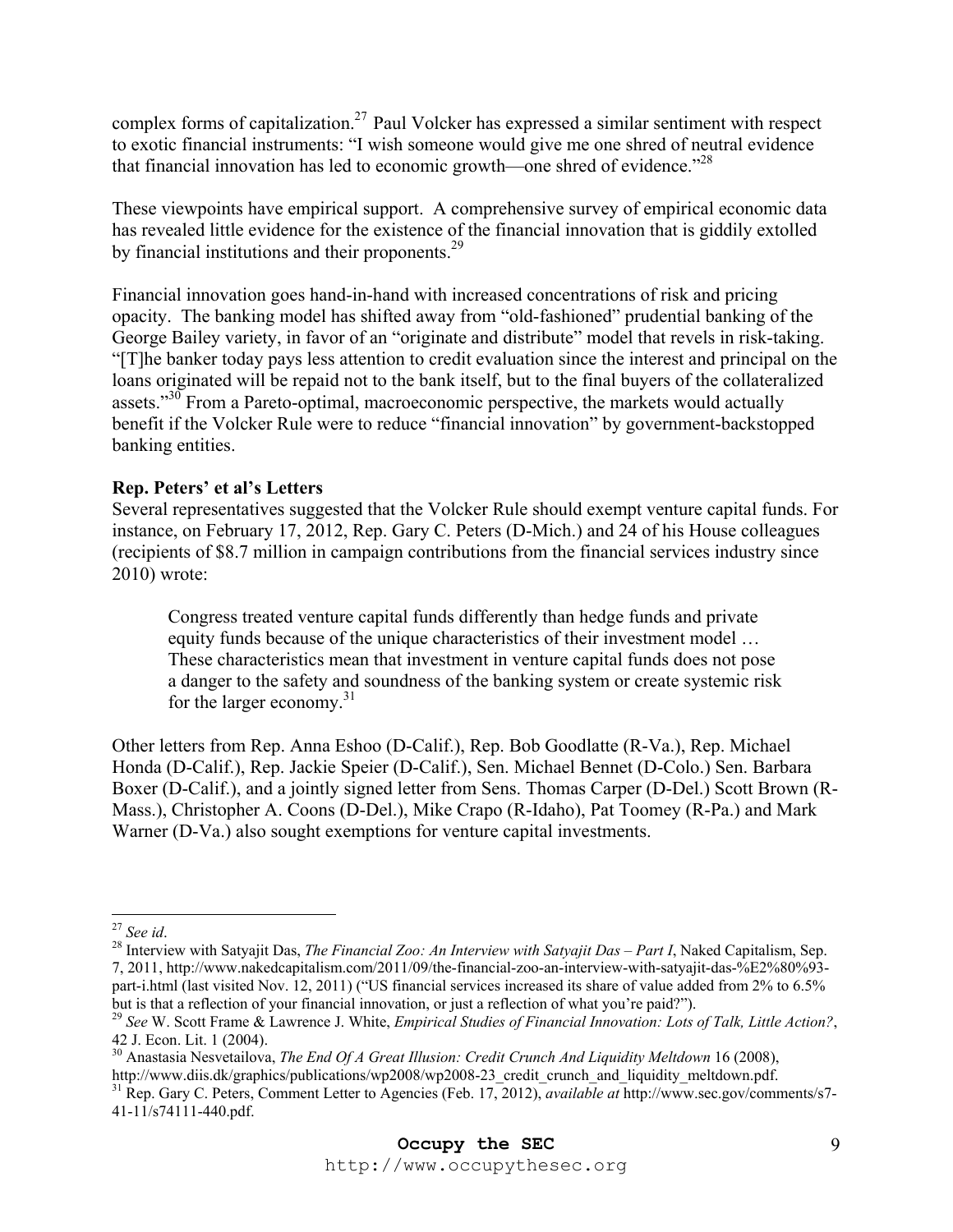complex forms of capitalization.[27] Paul Volcker has expressed a similar sentiment with respect to exotic financial instruments: "I wish someone would give me one shred of neutral evidence that financial innovation has led to economic growth—one shred of evidence."[28]

These viewpoints have empirical support. A comprehensive survey of empirical economic data has revealed little evidence for the existence of the financial innovation that is giddily extolled by financial institutions and their proponents.[29]

Financial innovation goes hand-in-hand with increased concentrations of risk and pricing opacity. The banking model has shifted away from "old-fashioned" prudential banking of the George Bailey variety, in favor of an "originate and distribute" model that revels in risk-taking. "[T]he banker today pays less attention to credit evaluation since the interest and principal on the loans originated will be repaid not to the bank itself, but to the final buyers of the collateralized assets."[30] From a Pareto-optimal, macroeconomic perspective, the markets would actually benefit if the Volcker Rule were to reduce "financial innovation" by government-backstopped banking entities.

**Rep. Peters' et al's Letters**

Several representatives suggested that the Volcker Rule should exempt venture capital funds. For instance, on February 17, 2012, Rep. Gary C. Peters (D-Mich.) and 24 of his House colleagues (recipients of $8.7 million in campaign contributions from the financial services industry since 2010) wrote:

> Congress treated venture capital funds differently than hedge funds and private equity funds because of the unique characteristics of their investment model … These characteristics mean that investment in venture capital funds does not pose a danger to the safety and soundness of the banking system or create systemic risk for the larger economy.[31]

Other letters from Rep. Anna Eshoo (D-Calif.), Rep. Bob Goodlatte (R-Va.), Rep. Michael Honda (D-Calif.), Rep. Jackie Speier (D-Calif.), Sen. Michael Bennet (D-Colo.) Sen. Barbara Boxer (D-Calif.), and a jointly signed letter from Sens. Thomas Carper (D-Del.) Scott Brown (R-Mass.), Christopher A. Coons (D-Del.), Mike Crapo (R-Idaho), Pat Toomey (R-Pa.) and Mark Warner (D-Va.) also sought exemptions for venture capital investments.

---

[27] *See id*.

[28] Interview with Satyajit Das, *The Financial Zoo: An Interview with Satyajit Das – Part I*, Naked Capitalism, Sep. 7, 2011, http://www.nakedcapitalism.com/2011/09/the-financial-zoo-an-interview-with-satyajit-das-%E2%80%93-part-i.html (last visited Nov. 12, 2011) ("US financial services increased its share of value added from 2% to 6.5% but is that a reflection of your financial innovation, or just a reflection of what you're paid?").

[29] *See* W. Scott Frame & Lawrence J. White, *Empirical Studies of Financial Innovation: Lots of Talk, Little Action?*, 42 J. Econ. Lit. 1 (2004).

[30] Anastasia Nesvetailova, *The End Of A Great Illusion: Credit Crunch And Liquidity Meltdown* 16 (2008), http://www.diis.dk/graphics/publications/wp2008/wp2008-23_credit_crunch_and_liquidity_meltdown.pdf.

[31] Rep. Gary C. Peters, Comment Letter to Agencies (Feb. 17, 2012), *available at* http://www.sec.gov/comments/s7-41-11/s74111-440.pdf.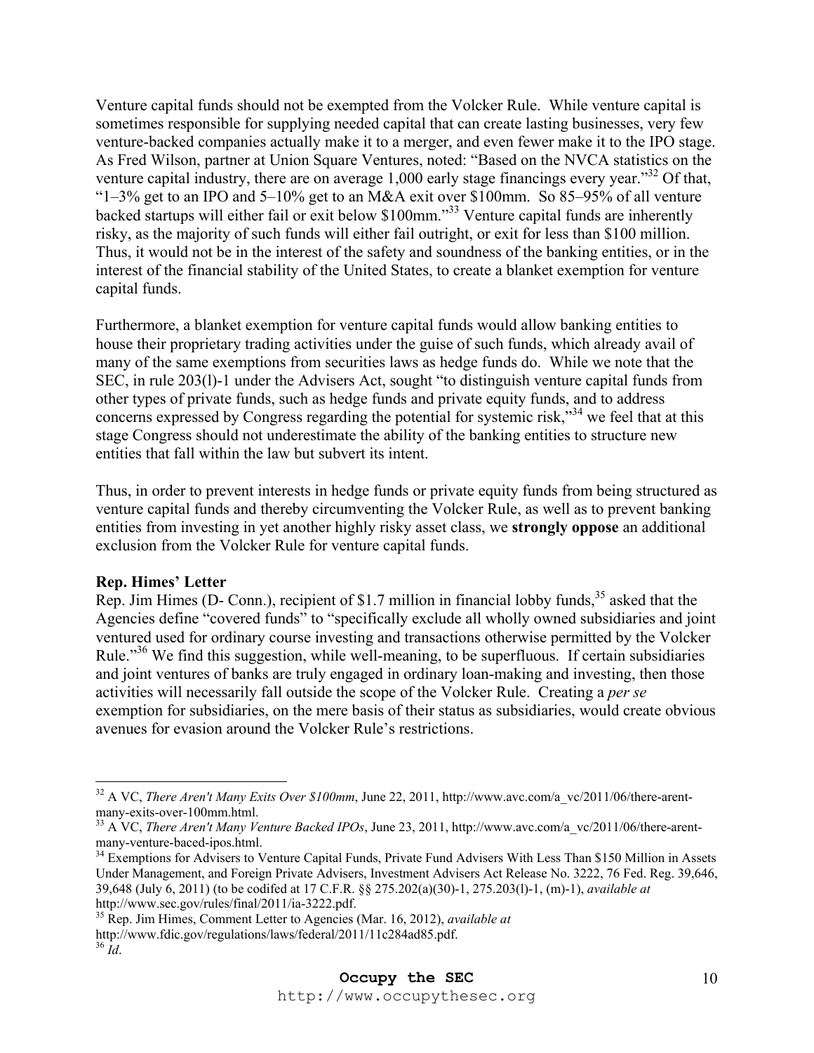Venture capital funds should not be exempted from the Volcker Rule. While venture capital is sometimes responsible for supplying needed capital that can create lasting businesses, very few venture-backed companies actually make it to a merger, and even fewer make it to the IPO stage. As Fred Wilson, partner at Union Square Ventures, noted: "Based on the NVCA statistics on the venture capital industry, there are on average 1,000 early stage financings every year."[32] Of that, "1–3% get to an IPO and 5–10% get to an M&A exit over $100mm. So 85–95% of all venture backed startups will either fail or exit below $100mm."[33] Venture capital funds are inherently risky, as the majority of such funds will either fail outright, or exit for less than $100 million. Thus, it would not be in the interest of the safety and soundness of the banking entities, or in the interest of the financial stability of the United States, to create a blanket exemption for venture capital funds.

Furthermore, a blanket exemption for venture capital funds would allow banking entities to house their proprietary trading activities under the guise of such funds, which already avail of many of the same exemptions from securities laws as hedge funds do. While we note that the SEC, in rule 203(l)-1 under the Advisers Act, sought "to distinguish venture capital funds from other types of private funds, such as hedge funds and private equity funds, and to address concerns expressed by Congress regarding the potential for systemic risk,"[34] we feel that at this stage Congress should not underestimate the ability of the banking entities to structure new entities that fall within the law but subvert its intent.

Thus, in order to prevent interests in hedge funds or private equity funds from being structured as venture capital funds and thereby circumventing the Volcker Rule, as well as to prevent banking entities from investing in yet another highly risky asset class, we **strongly oppose** an additional exclusion from the Volcker Rule for venture capital funds.

**Rep. Himes' Letter**

Rep. Jim Himes (D- Conn.), recipient of $1.7 million in financial lobby funds,[35] asked that the Agencies define "covered funds" to "specifically exclude all wholly owned subsidiaries and joint ventured used for ordinary course investing and transactions otherwise permitted by the Volcker Rule."[36] We find this suggestion, while well-meaning, to be superfluous. If certain subsidiaries and joint ventures of banks are truly engaged in ordinary loan-making and investing, then those activities will necessarily fall outside the scope of the Volcker Rule. Creating a *per se* exemption for subsidiaries, on the mere basis of their status as subsidiaries, would create obvious avenues for evasion around the Volcker Rule's restrictions.

---

[32] A VC, *There Aren't Many Exits Over $100mm*, June 22, 2011, http://www.avc.com/a_vc/2011/06/there-arent-many-exits-over-100mm.html.

[33] A VC, *There Aren't Many Venture Backed IPOs*, June 23, 2011, http://www.avc.com/a_vc/2011/06/there-arent-many-venture-baced-ipos.html.

[34] Exemptions for Advisers to Venture Capital Funds, Private Fund Advisers With Less Than $150 Million in Assets Under Management, and Foreign Private Advisers, Investment Advisers Act Release No. 3222, 76 Fed. Reg. 39,646, 39,648 (July 6, 2011) (to be codifed at 17 C.F.R. §§ 275.202(a)(30)-1, 275.203(l)-1, (m)-1), *available at* http://www.sec.gov/rules/final/2011/ia-3222.pdf.

[35] Rep. Jim Himes, Comment Letter to Agencies (Mar. 16, 2012), *available at* http://www.fdic.gov/regulations/laws/federal/2011/11c284ad85.pdf.

[36] *Id*.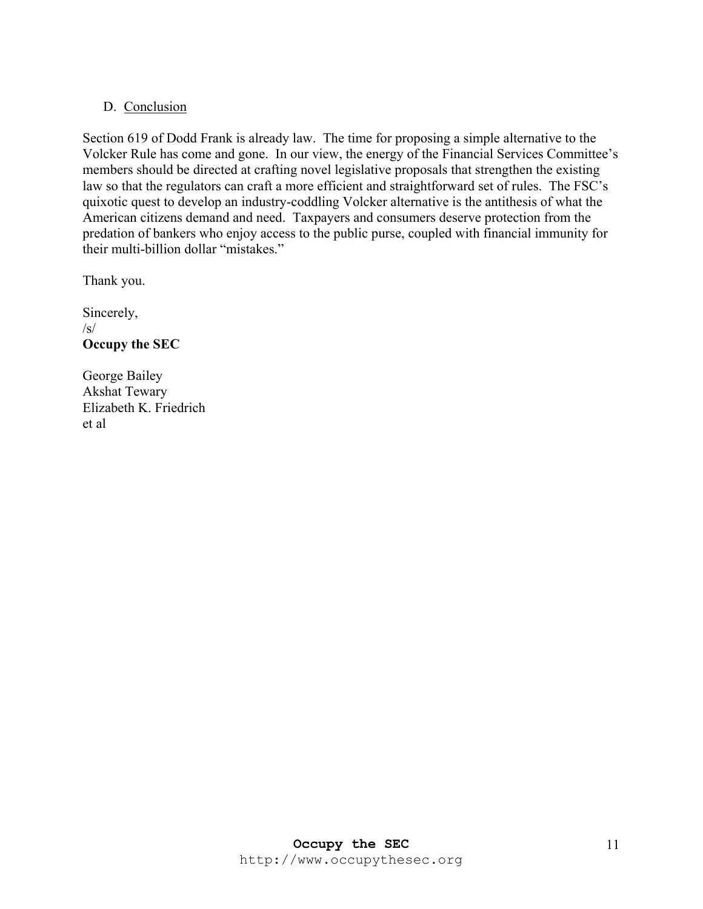D. <u>Conclusion</u>

Section 619 of Dodd Frank is already law. The time for proposing a simple alternative to the Volcker Rule has come and gone. In our view, the energy of the Financial Services Committee's members should be directed at crafting novel legislative proposals that strengthen the existing law so that the regulators can craft a more efficient and straightforward set of rules. The FSC's quixotic quest to develop an industry-coddling Volcker alternative is the antithesis of what the American citizens demand and need. Taxpayers and consumers deserve protection from the predation of bankers who enjoy access to the public purse, coupled with financial immunity for their multi-billion dollar "mistakes."

Thank you.

Sincerely,
/s/
**Occupy the SEC**

George Bailey
Akshat Tewary
Elizabeth K. Friedrich
et al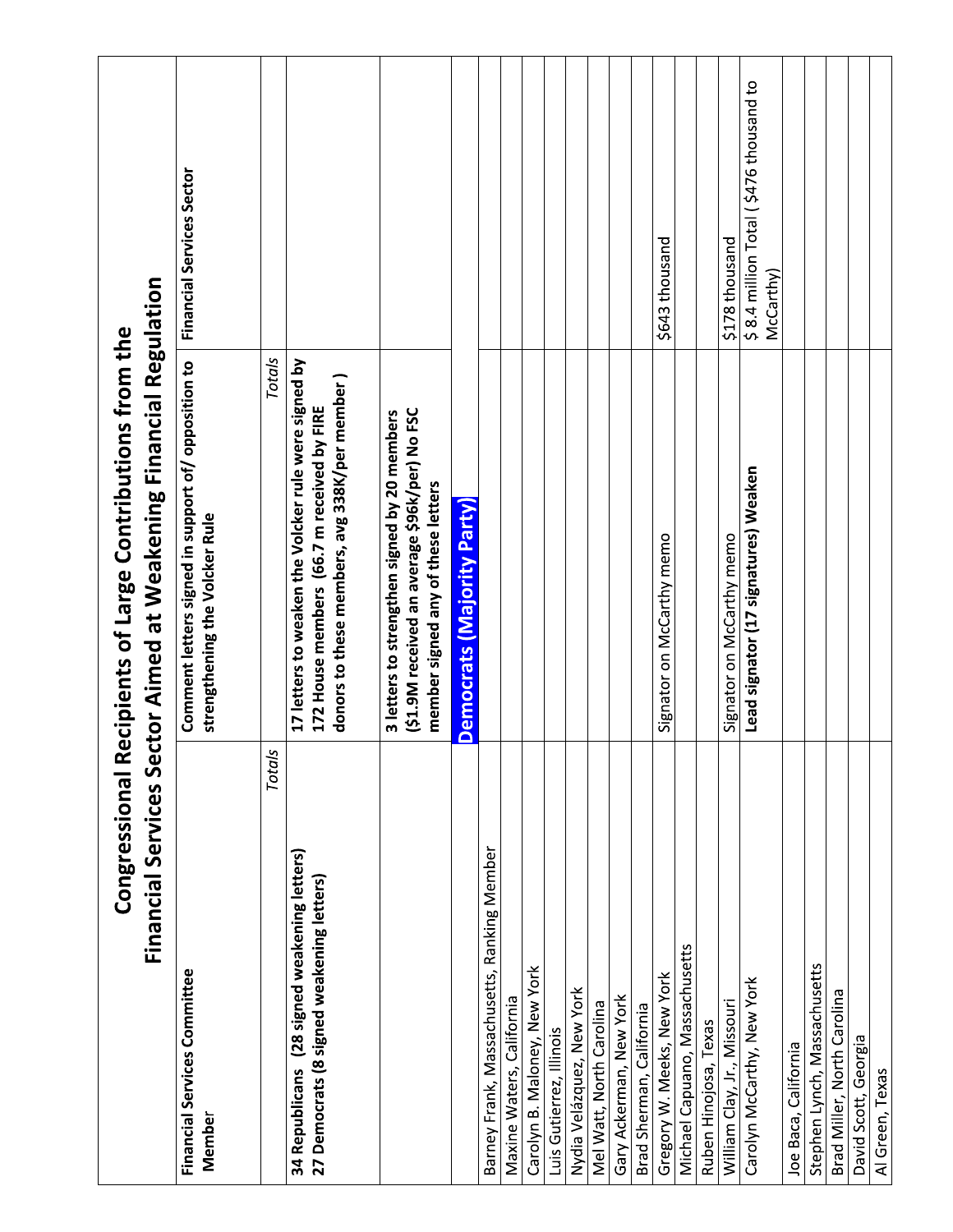# Congressional Recipients of Large Contributions from the Financial Services Sector Aimed at Weakening Financial Regulation

| Financial Services Committee Member | Comment letters signed in support of/ opposition to strengthening the Volcker Rule | Financial Services Sector |
|---|---|---|
| *Totals* | *Totals* | |
| **34 Republicans (28 signed weakening letters)**<br>**27 Democrats (8 signed weakening letters)** | **17 letters to weaken the Volcker rule were signed by 172 House members (66.7 m received by FIRE donors to these members, avg 338K/per member)** | |
| | **3 letters to strengthen signed by 20 members ($1.9M received an average $96k/per) No FSC member signed any of these letters** | |
| **Democrats (Majority Party)** | | |
| Barney Frank, Massachusetts, Ranking Member | | |
| Maxine Waters, California | | |
| Carolyn B. Maloney, New York | | |
| Luis Gutierrez, Illinois | | |
| Nydia Velázquez, New York | | |
| Mel Watt, North Carolina | | |
| Gary Ackerman, New York | | |
| Brad Sherman, California | | |
| Gregory W. Meeks, New York | Signator on McCarthy memo | $643 thousand |
| Michael Capuano, Massachusetts | | |
| Ruben Hinojosa, Texas | | |
| William Clay, Jr., Missouri | Signator on McCarthy memo | $178 thousand |
| Carolyn McCarthy, New York | **Lead signator (17 signatures) Weaken** | $ 8.4 million Total ( $476 thousand to McCarthy) |
| Joe Baca, California | | |
| Stephen Lynch, Massachusetts | | |
| Brad Miller, North Carolina | | |
| David Scott, Georgia | | |
| Al Green, Texas | | |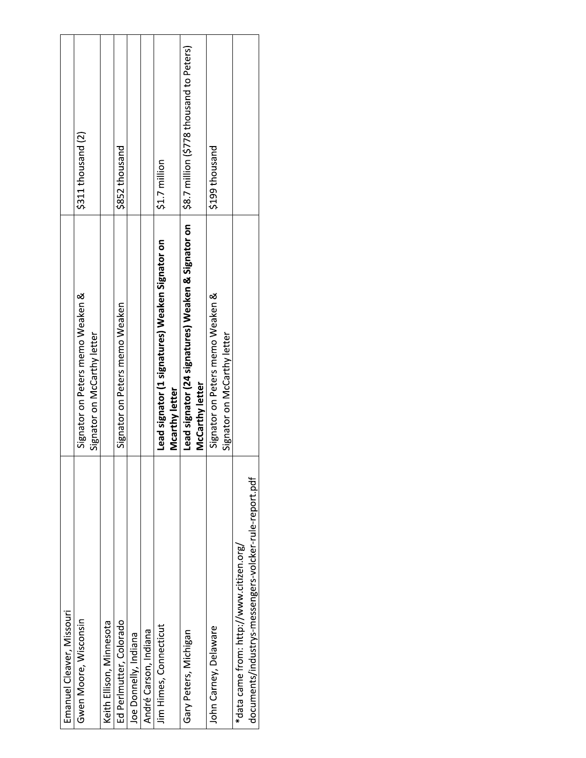| | | |
|---|---|---|
| Emanuel Cleaver, Missouri | | |
| Gwen Moore, Wisconsin | Signator on Peters memo Weaken & Signator on McCarthy letter | $311 thousand (2) |
| Keith Ellison, Minnesota | | |
| Ed Perlmutter, Colorado | Signator on Peters memo Weaken | $852 thousand |
| Joe Donnelly, Indiana | | |
| André Carson, Indiana | | |
| Jim Himes, Connecticut | **Lead signator (1 signatures) Weaken Signator on Mcarthy letter** | $1.7 million |
| Gary Peters, Michigan | **Lead signator (24 signatures) Weaken & Signator on McCarthy letter** | $8.7 million ($778 thousand to Peters) |
| John Carney, Delaware | Signator on Peters memo Weaken & Signator on McCarthy letter | $199 thousand |
| *data came from: http://www.citizen.org/documents/industrys-messengers-volcker-rule-report.pdf | | |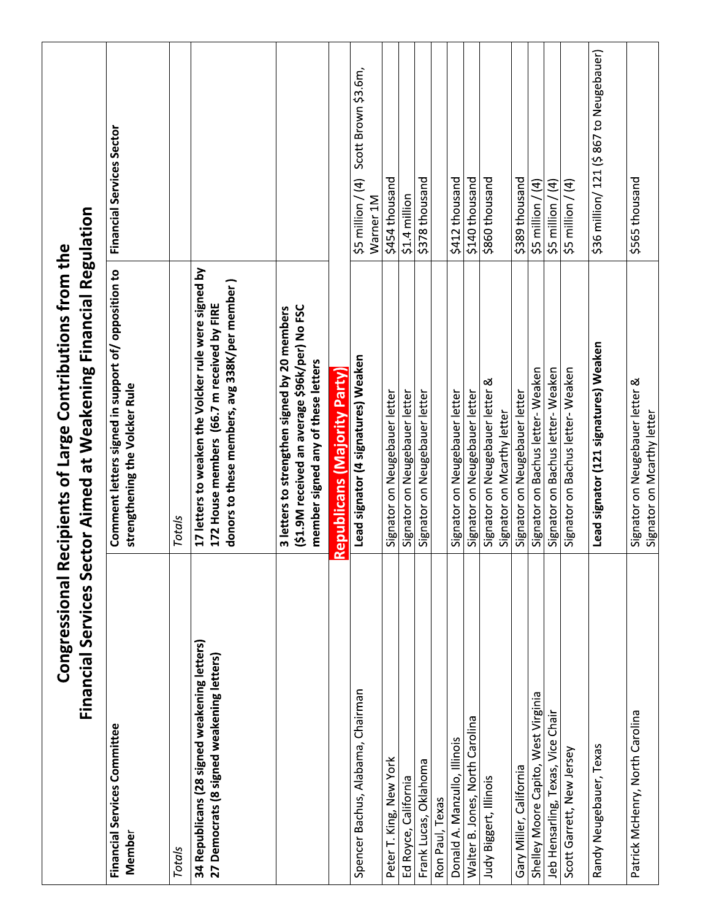# Congressional Recipients of Large Contributions from the Financial Services Sector Aimed at Weakening Financial Regulation

| Financial Services Committee Member | Comment letters signed in support of/ opposition to strengthening the Volcker Rule | Financial Services Sector |
|---|---|---|
| *Totals* | *Totals* | |
| **34 Republicans (28 signed weakening letters)**<br>**27 Democrats (8 signed weakening letters)** | **17 letters to weaken the Volcker rule were signed by 172 House members (66.7 m received by FIRE donors to these members, avg 338K/per member )** | |
| | **3 letters to strengthen signed by 20 members ($1.9M received an average $96k/per) No FSC member signed any of these letters** | |
| | **Republicans (Majority Party)** | |
| Spencer Bachus, Alabama, Chairman | **Lead signator (4 signatures) Weaken** | $5 million / (4) Scott Brown $3.6m, Warner 1M |
| Peter T. King, New York | Signator on Neugebauer letter | $454 thousand |
| Ed Royce, California | Signator on Neugebauer letter | $1.4 million |
| Frank Lucas, Oklahoma | Signator on Neugebauer letter | $378 thousand |
| Ron Paul, Texas | | |
| Donald A. Manzullo, Illinois | Signator on Neugebauer letter | $412 thousand |
| Walter B. Jones, North Carolina | Signator on Neugebauer letter | $140 thousand |
| Judy Biggert, Illinois | Signator on Neugebauer letter &<br>Signator on Mcarthy letter | $860 thousand |
| Gary Miller, California | Signator on Neugebauer letter | $389 thousand |
| Shelley Moore Capito, West Virginia | Signator on Bachus letter- Weaken | $5 million / (4) |
| Jeb Hensarling, Texas, Vice Chair | Signator on Bachus letter- Weaken | $5 million / (4) |
| Scott Garrett, New Jersey | Signator on Bachus letter- Weaken | $5 million / (4) |
| Randy Neugebauer, Texas | **Lead signator (121 signatures) Weaken** | $36 million/ 121 ($ 867 to Neugebauer) |
| Patrick McHenry, North Carolina | Signator on Neugebauer letter &<br>Signator on Mcarthy letter | $565 thousand |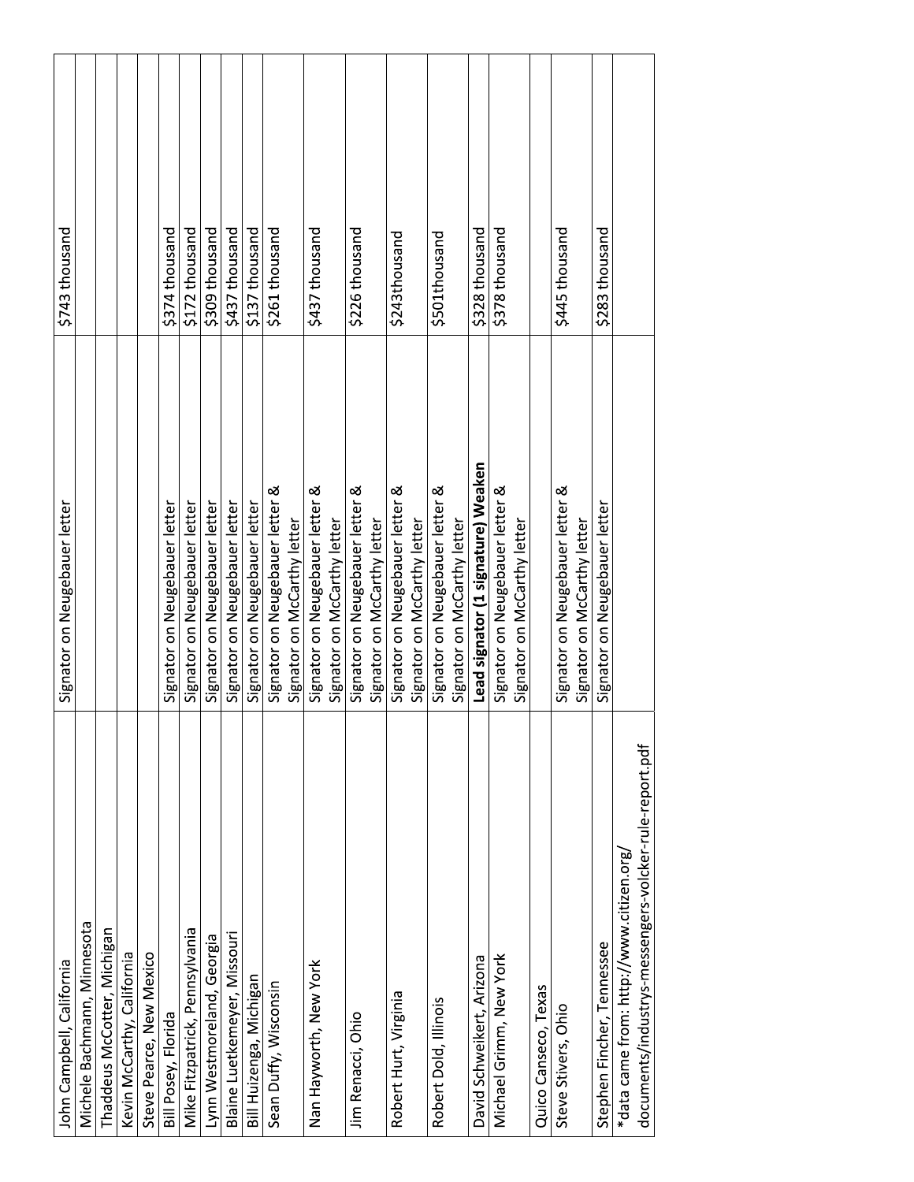| | | |
|---|---|---|
| John Campbell, California | Signator on Neugebauer letter | $743 thousand |
| Michele Bachmann, Minnesota | | |
| Thaddeus McCotter, Michigan | | |
| Kevin McCarthy, California | | |
| Steve Pearce, New Mexico | | |
| Bill Posey, Florida | Signator on Neugebauer letter | $374 thousand |
| Mike Fitzpatrick, Pennsylvania | Signator on Neugebauer letter | $172 thousand |
| Lynn Westmoreland, Georgia | Signator on Neugebauer letter | $309 thousand |
| Blaine Luetkemeyer, Missouri | Signator on Neugebauer letter | $437 thousand |
| Bill Huizenga, Michigan | Signator on Neugebauer letter | $137 thousand |
| Sean Duffy, Wisconsin | Signator on Neugebauer letter & Signator on McCarthy letter | $261 thousand |
| Nan Hayworth, New York | Signator on Neugebauer letter & Signator on McCarthy letter | $437 thousand |
| Jim Renacci, Ohio | Signator on Neugebauer letter & Signator on McCarthy letter | $226 thousand |
| Robert Hurt, Virginia | Signator on Neugebauer letter & Signator on McCarthy letter | $243thousand |
| Robert Dold, Illinois | Signator on Neugebauer letter & Signator on McCarthy letter | $501thousand |
| David Schweikert, Arizona | **Lead signator (1 signature) Weaken** | $328 thousand |
| Michael Grimm, New York | Signator on Neugebauer letter & Signator on McCarthy letter | $378 thousand |
| Quico Canseco, Texas | | |
| Steve Stivers, Ohio | Signator on Neugebauer letter & Signator on McCarthy letter | $445 thousand |
| Stephen Fincher, Tennessee | Signator on Neugebauer letter | $283 thousand |
| *data came from: http://www.citizen.org/documents/industrys-messengers-volcker-rule-report.pdf | | |